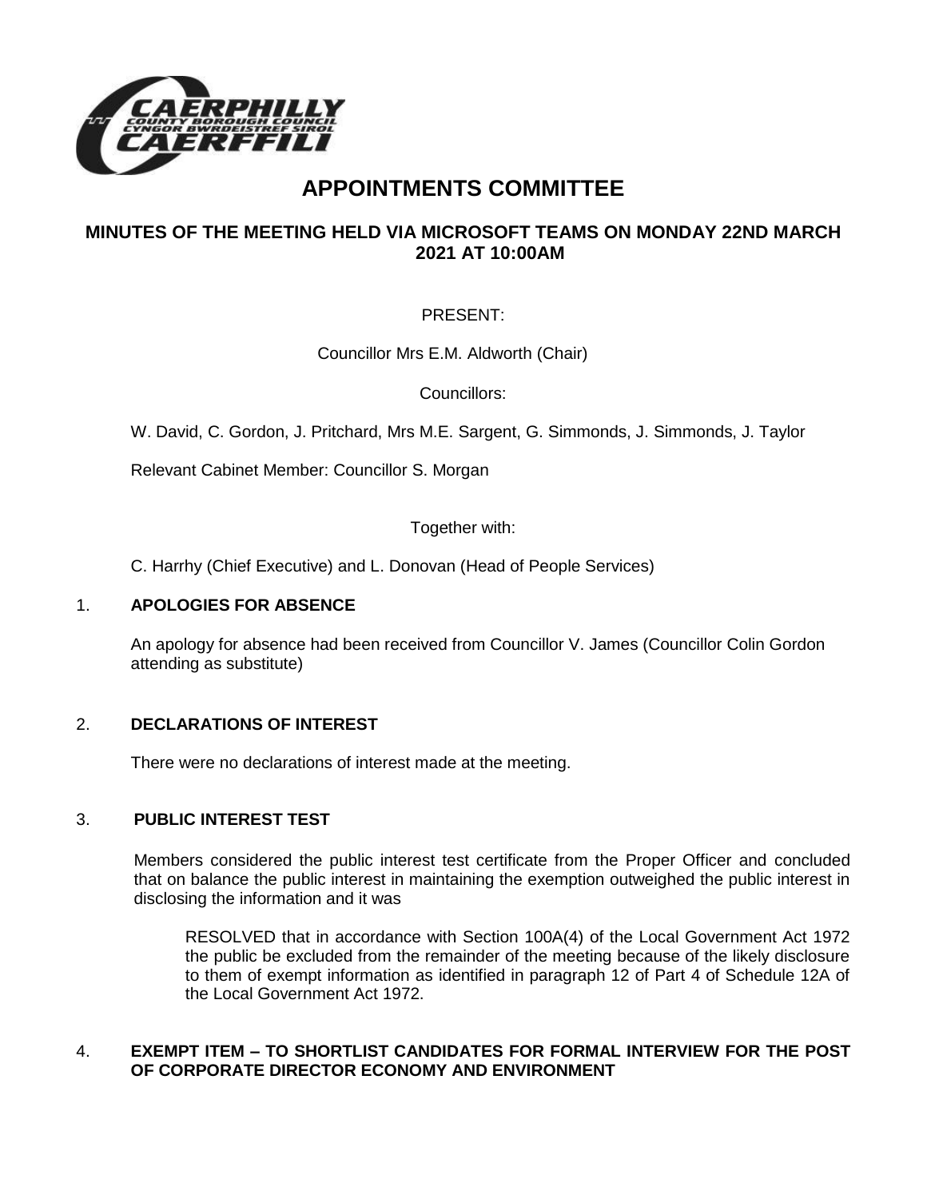# APPOINTMENTS COMMITTEE

## MINUTES OF THE MEETING HELD VIA MICROSOFT TEAMS ON MONDAY 22ND MARCH 2021 AT 10:00AM

PRESENT:

Councillor Mrs E.M. Aldworth (Chair)

Councillors:

W. David, C. Gordon, J. Pritchard, Mrs M.E. Sargent, G. Simmonds, J. Simmonds, J. Taylor

Relevant Cabinet Member: Councillor S. Morgan

Together with:

C. Harrhy (Chief Executive) and L. Donovan (Head of People Services)

### 1. APOLOGIES FOR ABSENCE

An apology for absence had been received from Councillor V. James (Councillor Colin Gordon attending as substitute)

### 2. DECLARATIONS OF INTEREST

There were no declarations of interest made at the meeting.

### 3. PUBLIC INTEREST TEST

Members considered the public interest test certificate from the Proper Officer and concluded that on balance the public interest in maintaining the exemption outweighed the public interest in disclosing the information and it was

> RESOLVED that in accordance with Section 100A(4) of the Local Government Act 1972 the public be excluded from the remainder of the meeting because of the likely disclosure to them of exempt information as identified in paragraph 12 of Part 4 of Schedule 12A of the Local Government Act 1972.

### 4. EXEMPT ITEM – TO SHORTLIST CANDIDATES FOR FORMAL INTERVIEW FOR THE POST OF CORPORATE DIRECTOR ECONOMY AND ENVIRONMENT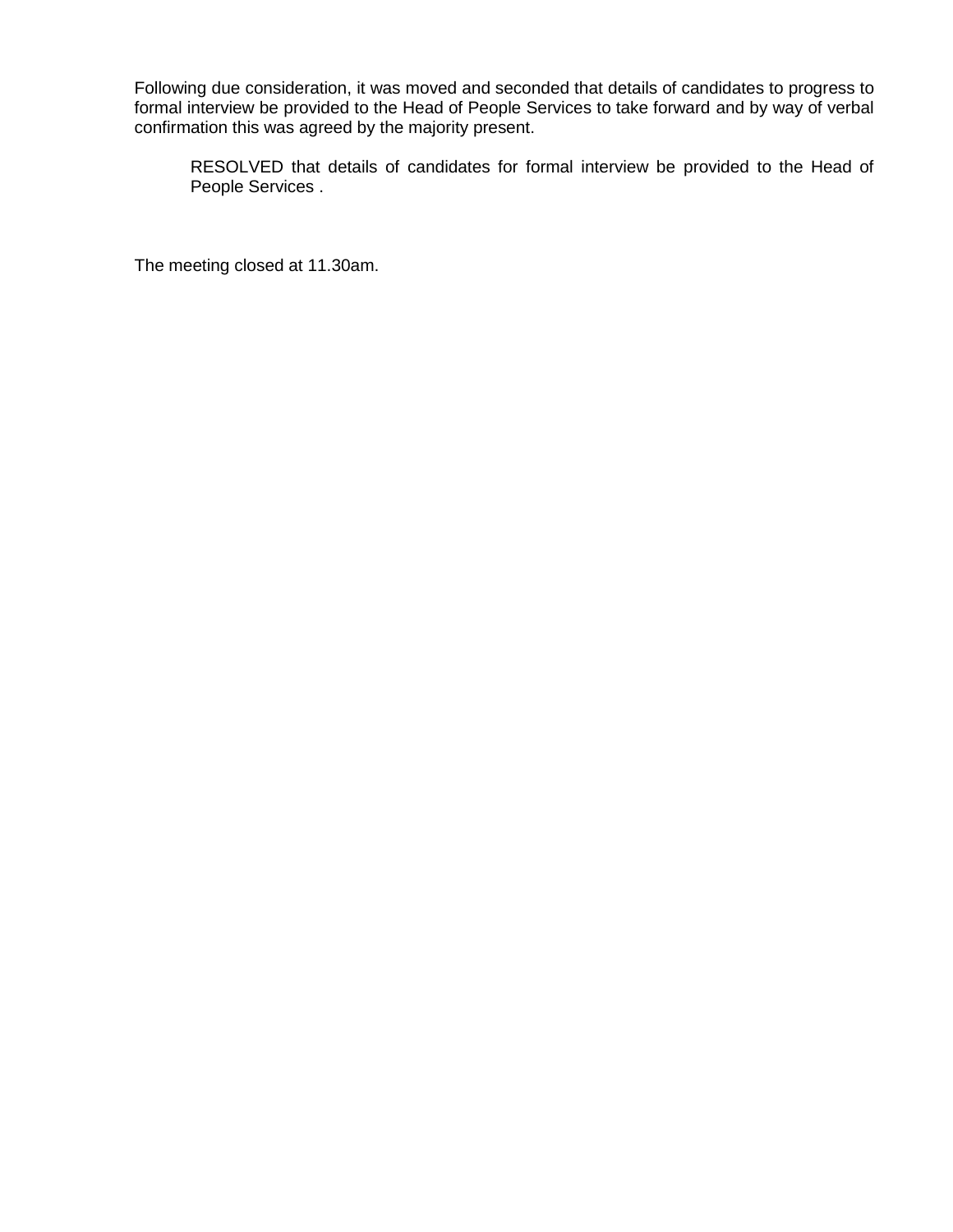Following due consideration, it was moved and seconded that details of candidates to progress to formal interview be provided to the Head of People Services to take forward and by way of verbal confirmation this was agreed by the majority present.

> RESOLVED that details of candidates for formal interview be provided to the Head of People Services .

The meeting closed at 11.30am.